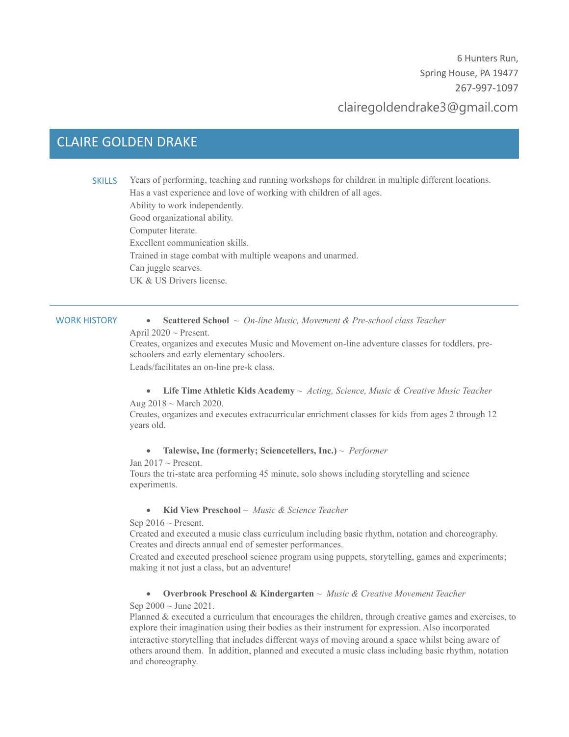6 Hunters Run,
Spring House, PA 19477
267-997-1097

clairegoldendrake3@gmail.com

# CLAIRE GOLDEN DRAKE

## SKILLS

Years of performing, teaching and running workshops for children in multiple different locations.
Has a vast experience and love of working with children of all ages.
Ability to work independently.
Good organizational ability.
Computer literate.
Excellent communication skills.
Trained in stage combat with multiple weapons and unarmed.
Can juggle scarves.
UK & US Drivers license.

---

## WORK HISTORY

- **Scattered School** ~ *On-line Music, Movement & Pre-school class Teacher*

April 2020 ~ Present.
Creates, organizes and executes Music and Movement on-line adventure classes for toddlers, pre-schoolers and early elementary schoolers.
Leads/facilitates an on-line pre-k class.

- **Life Time Athletic Kids Academy** ~ *Acting, Science, Music & Creative Music Teacher*

Aug 2018 ~ March 2020.
Creates, organizes and executes extracurricular enrichment classes for kids from ages 2 through 12 years old.

- **Talewise, Inc (formerly; Sciencetellers, Inc.)** ~ *Performer*

Jan 2017 ~ Present.
Tours the tri-state area performing 45 minute, solo shows including storytelling and science experiments.

- **Kid View Preschool** ~ *Music & Science Teacher*

Sep 2016 ~ Present.
Created and executed a music class curriculum including basic rhythm, notation and choreography.
Creates and directs annual end of semester performances.
Created and executed preschool science program using puppets, storytelling, games and experiments; making it not just a class, but an adventure!

- **Overbrook Preschool & Kindergarten** ~ *Music & Creative Movement Teacher*

Sep 2000 ~ June 2021.
Planned & executed a curriculum that encourages the children, through creative games and exercises, to explore their imagination using their bodies as their instrument for expression. Also incorporated interactive storytelling that includes different ways of moving around a space whilst being aware of others around them. In addition, planned and executed a music class including basic rhythm, notation and choreography.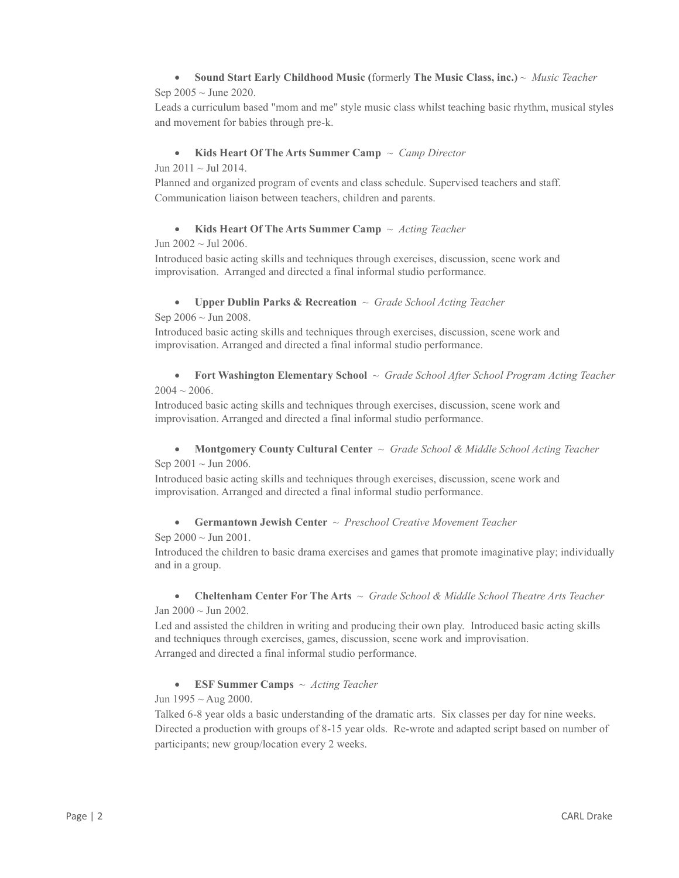- **Sound Start Early Childhood Music (**formerly **The Music Class, inc.)** ~ *Music Teacher*

Sep 2005 ~ June 2020.

Leads a curriculum based "mom and me" style music class whilst teaching basic rhythm, musical styles and movement for babies through pre-k.

- **Kids Heart Of The Arts Summer Camp** ~ *Camp Director*

Jun 2011 ~ Jul 2014.

Planned and organized program of events and class schedule. Supervised teachers and staff. Communication liaison between teachers, children and parents.

- **Kids Heart Of The Arts Summer Camp** ~ *Acting Teacher*

Jun 2002 ~ Jul 2006.

Introduced basic acting skills and techniques through exercises, discussion, scene work and improvisation. Arranged and directed a final informal studio performance.

- **Upper Dublin Parks & Recreation** ~ *Grade School Acting Teacher*

Sep 2006 ~ Jun 2008.

Introduced basic acting skills and techniques through exercises, discussion, scene work and improvisation. Arranged and directed a final informal studio performance.

- **Fort Washington Elementary School** ~ *Grade School After School Program Acting Teacher*

2004 ~ 2006.

Introduced basic acting skills and techniques through exercises, discussion, scene work and improvisation. Arranged and directed a final informal studio performance.

- **Montgomery County Cultural Center** ~ *Grade School & Middle School Acting Teacher*

Sep 2001 ~ Jun 2006.

Introduced basic acting skills and techniques through exercises, discussion, scene work and improvisation. Arranged and directed a final informal studio performance.

- **Germantown Jewish Center** ~ *Preschool Creative Movement Teacher*

Sep 2000 ~ Jun 2001.

Introduced the children to basic drama exercises and games that promote imaginative play; individually and in a group.

- **Cheltenham Center For The Arts** ~ *Grade School & Middle School Theatre Arts Teacher*

Jan 2000 ~ Jun 2002.

Led and assisted the children in writing and producing their own play. Introduced basic acting skills and techniques through exercises, games, discussion, scene work and improvisation.
Arranged and directed a final informal studio performance.

- **ESF Summer Camps** ~ *Acting Teacher*

Jun 1995 ~ Aug 2000.

Talked 6-8 year olds a basic understanding of the dramatic arts. Six classes per day for nine weeks. Directed a production with groups of 8-15 year olds. Re-wrote and adapted script based on number of participants; new group/location every 2 weeks.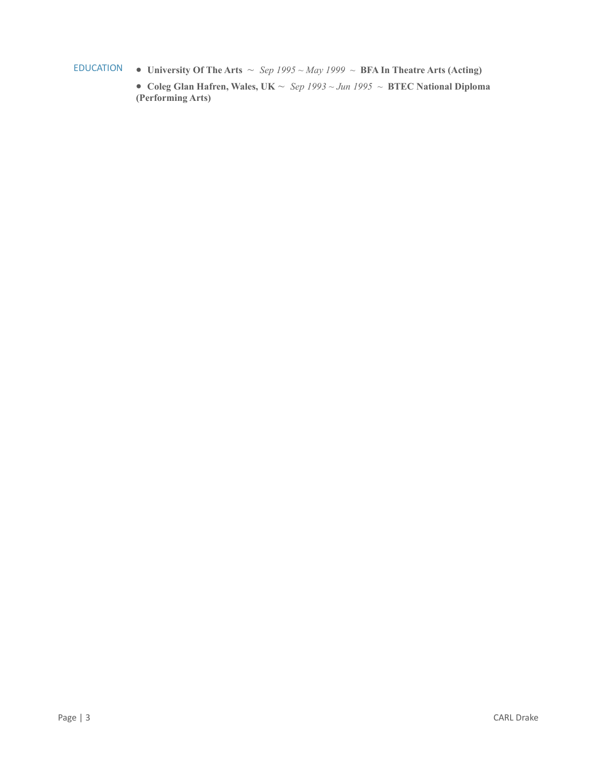## EDUCATION

- **University Of The Arts** ~ *Sep 1995 ~ May 1999* ~ **BFA In Theatre Arts (Acting)**
- **Coleg Glan Hafren, Wales, UK** ~ *Sep 1993 ~ Jun 1995* ~ **BTEC National Diploma (Performing Arts)**